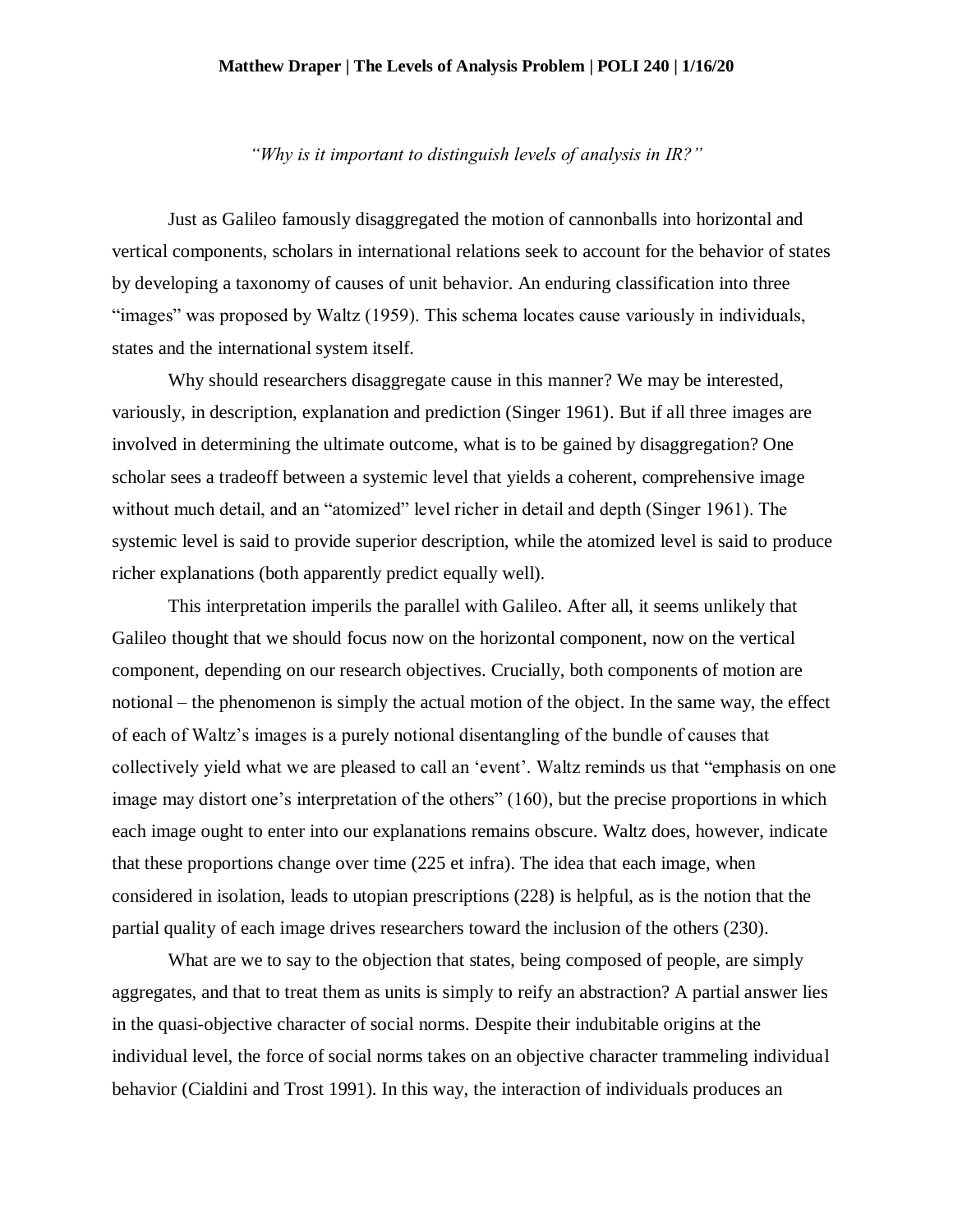**Matthew Draper | The Levels of Analysis Problem | POLI 240 | 1/16/20**

*"Why is it important to distinguish levels of analysis in IR?"*

Just as Galileo famously disaggregated the motion of cannonballs into horizontal and vertical components, scholars in international relations seek to account for the behavior of states by developing a taxonomy of causes of unit behavior. An enduring classification into three "images" was proposed by Waltz (1959). This schema locates cause variously in individuals, states and the international system itself.

Why should researchers disaggregate cause in this manner? We may be interested, variously, in description, explanation and prediction (Singer 1961). But if all three images are involved in determining the ultimate outcome, what is to be gained by disaggregation? One scholar sees a tradeoff between a systemic level that yields a coherent, comprehensive image without much detail, and an "atomized" level richer in detail and depth (Singer 1961). The systemic level is said to provide superior description, while the atomized level is said to produce richer explanations (both apparently predict equally well).

This interpretation imperils the parallel with Galileo. After all, it seems unlikely that Galileo thought that we should focus now on the horizontal component, now on the vertical component, depending on our research objectives. Crucially, both components of motion are notional – the phenomenon is simply the actual motion of the object. In the same way, the effect of each of Waltz's images is a purely notional disentangling of the bundle of causes that collectively yield what we are pleased to call an 'event'. Waltz reminds us that "emphasis on one image may distort one's interpretation of the others" (160), but the precise proportions in which each image ought to enter into our explanations remains obscure. Waltz does, however, indicate that these proportions change over time (225 et infra). The idea that each image, when considered in isolation, leads to utopian prescriptions (228) is helpful, as is the notion that the partial quality of each image drives researchers toward the inclusion of the others (230).

What are we to say to the objection that states, being composed of people, are simply aggregates, and that to treat them as units is simply to reify an abstraction? A partial answer lies in the quasi-objective character of social norms. Despite their indubitable origins at the individual level, the force of social norms takes on an objective character trammeling individual behavior (Cialdini and Trost 1991). In this way, the interaction of individuals produces an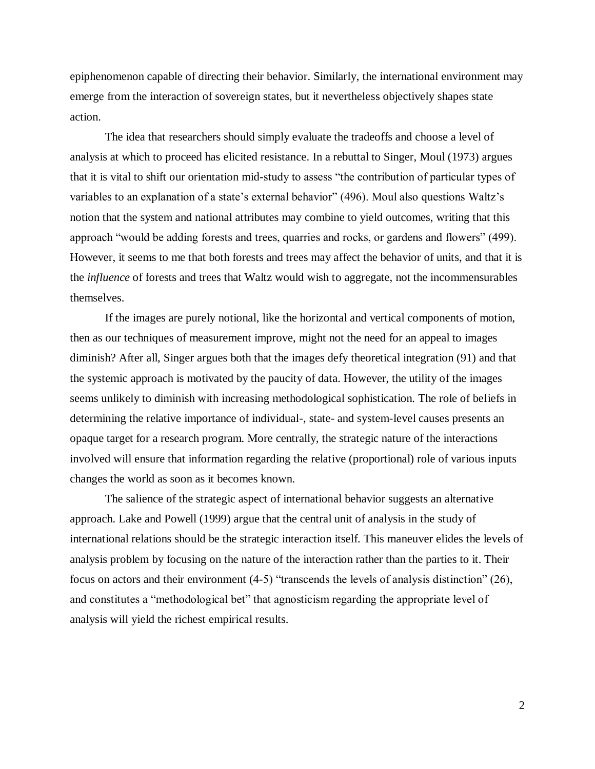epiphenomenon capable of directing their behavior. Similarly, the international environment may emerge from the interaction of sovereign states, but it nevertheless objectively shapes state action.

The idea that researchers should simply evaluate the tradeoffs and choose a level of analysis at which to proceed has elicited resistance. In a rebuttal to Singer, Moul (1973) argues that it is vital to shift our orientation mid-study to assess "the contribution of particular types of variables to an explanation of a state's external behavior" (496). Moul also questions Waltz's notion that the system and national attributes may combine to yield outcomes, writing that this approach "would be adding forests and trees, quarries and rocks, or gardens and flowers" (499). However, it seems to me that both forests and trees may affect the behavior of units, and that it is the *influence* of forests and trees that Waltz would wish to aggregate, not the incommensurables themselves.

If the images are purely notional, like the horizontal and vertical components of motion, then as our techniques of measurement improve, might not the need for an appeal to images diminish? After all, Singer argues both that the images defy theoretical integration (91) and that the systemic approach is motivated by the paucity of data. However, the utility of the images seems unlikely to diminish with increasing methodological sophistication. The role of beliefs in determining the relative importance of individual-, state- and system-level causes presents an opaque target for a research program. More centrally, the strategic nature of the interactions involved will ensure that information regarding the relative (proportional) role of various inputs changes the world as soon as it becomes known.

The salience of the strategic aspect of international behavior suggests an alternative approach. Lake and Powell (1999) argue that the central unit of analysis in the study of international relations should be the strategic interaction itself. This maneuver elides the levels of analysis problem by focusing on the nature of the interaction rather than the parties to it. Their focus on actors and their environment (4-5) "transcends the levels of analysis distinction" (26), and constitutes a "methodological bet" that agnosticism regarding the appropriate level of analysis will yield the richest empirical results.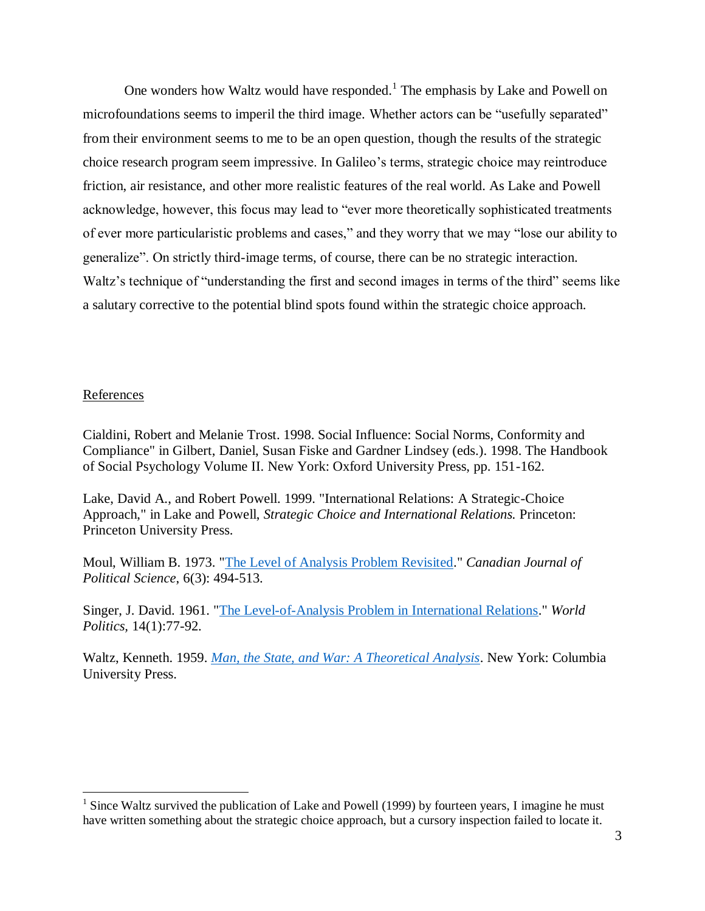One wonders how Waltz would have responded.[1] The emphasis by Lake and Powell on microfoundations seems to imperil the third image. Whether actors can be "usefully separated" from their environment seems to me to be an open question, though the results of the strategic choice research program seem impressive. In Galileo's terms, strategic choice may reintroduce friction, air resistance, and other more realistic features of the real world. As Lake and Powell acknowledge, however, this focus may lead to "ever more theoretically sophisticated treatments of ever more particularistic problems and cases," and they worry that we may "lose our ability to generalize". On strictly third-image terms, of course, there can be no strategic interaction. Waltz's technique of "understanding the first and second images in terms of the third" seems like a salutary corrective to the potential blind spots found within the strategic choice approach.

## References

Cialdini, Robert and Melanie Trost. 1998. Social Influence: Social Norms, Conformity and Compliance" in Gilbert, Daniel, Susan Fiske and Gardner Lindsey (eds.). 1998. The Handbook of Social Psychology Volume II. New York: Oxford University Press, pp. 151-162.

Lake, David A., and Robert Powell. 1999. "International Relations: A Strategic-Choice Approach," in Lake and Powell, *Strategic Choice and International Relations.* Princeton: Princeton University Press.

Moul, William B. 1973. "The Level of Analysis Problem Revisited." *Canadian Journal of Political Science*, 6(3): 494-513.

Singer, J. David. 1961. "The Level-of-Analysis Problem in International Relations." *World Politics*, 14(1):77-92.

Waltz, Kenneth. 1959. *Man, the State, and War: A Theoretical Analysis*. New York: Columbia University Press.

---

[1] Since Waltz survived the publication of Lake and Powell (1999) by fourteen years, I imagine he must have written something about the strategic choice approach, but a cursory inspection failed to locate it.